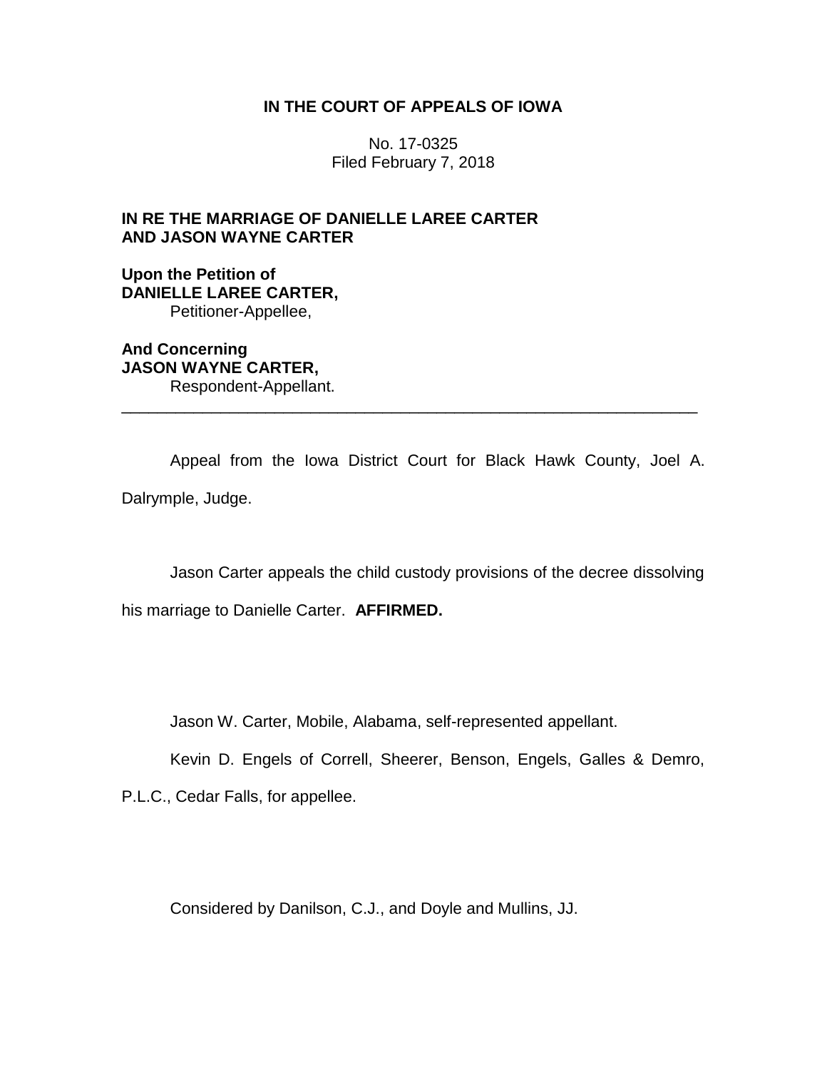**IN THE COURT OF APPEALS OF IOWA**

No. 17-0325
Filed February 7, 2018

**IN RE THE MARRIAGE OF DANIELLE LAREE CARTER AND JASON WAYNE CARTER**

**Upon the Petition of**
**DANIELLE LAREE CARTER,**
Petitioner-Appellee,

**And Concerning**
**JASON WAYNE CARTER,**
Respondent-Appellant.

---

Appeal from the Iowa District Court for Black Hawk County, Joel A. Dalrymple, Judge.

Jason Carter appeals the child custody provisions of the decree dissolving his marriage to Danielle Carter. **AFFIRMED.**

Jason W. Carter, Mobile, Alabama, self-represented appellant.

Kevin D. Engels of Correll, Sheerer, Benson, Engels, Galles & Demro, P.L.C., Cedar Falls, for appellee.

Considered by Danilson, C.J., and Doyle and Mullins, JJ.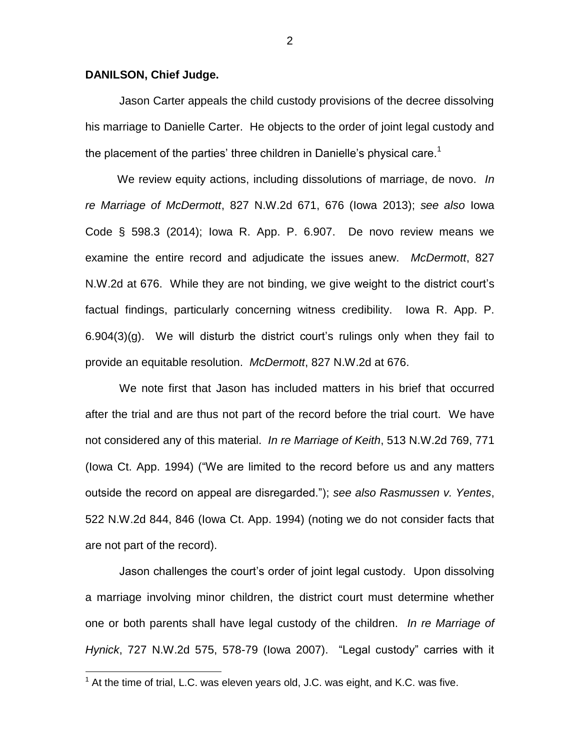**DANILSON, Chief Judge.**

Jason Carter appeals the child custody provisions of the decree dissolving his marriage to Danielle Carter. He objects to the order of joint legal custody and the placement of the parties' three children in Danielle's physical care.[1]

We review equity actions, including dissolutions of marriage, de novo. *In re Marriage of McDermott*, 827 N.W.2d 671, 676 (Iowa 2013); *see also* Iowa Code § 598.3 (2014); Iowa R. App. P. 6.907. De novo review means we examine the entire record and adjudicate the issues anew. *McDermott*, 827 N.W.2d at 676. While they are not binding, we give weight to the district court's factual findings, particularly concerning witness credibility. Iowa R. App. P. 6.904(3)(g). We will disturb the district court's rulings only when they fail to provide an equitable resolution. *McDermott*, 827 N.W.2d at 676.

We note first that Jason has included matters in his brief that occurred after the trial and are thus not part of the record before the trial court. We have not considered any of this material. *In re Marriage of Keith*, 513 N.W.2d 769, 771 (Iowa Ct. App. 1994) ("We are limited to the record before us and any matters outside the record on appeal are disregarded."); *see also Rasmussen v. Yentes*, 522 N.W.2d 844, 846 (Iowa Ct. App. 1994) (noting we do not consider facts that are not part of the record).

Jason challenges the court's order of joint legal custody. Upon dissolving a marriage involving minor children, the district court must determine whether one or both parents shall have legal custody of the children. *In re Marriage of Hynick*, 727 N.W.2d 575, 578-79 (Iowa 2007). "Legal custody" carries with it

[1] At the time of trial, L.C. was eleven years old, J.C. was eight, and K.C. was five.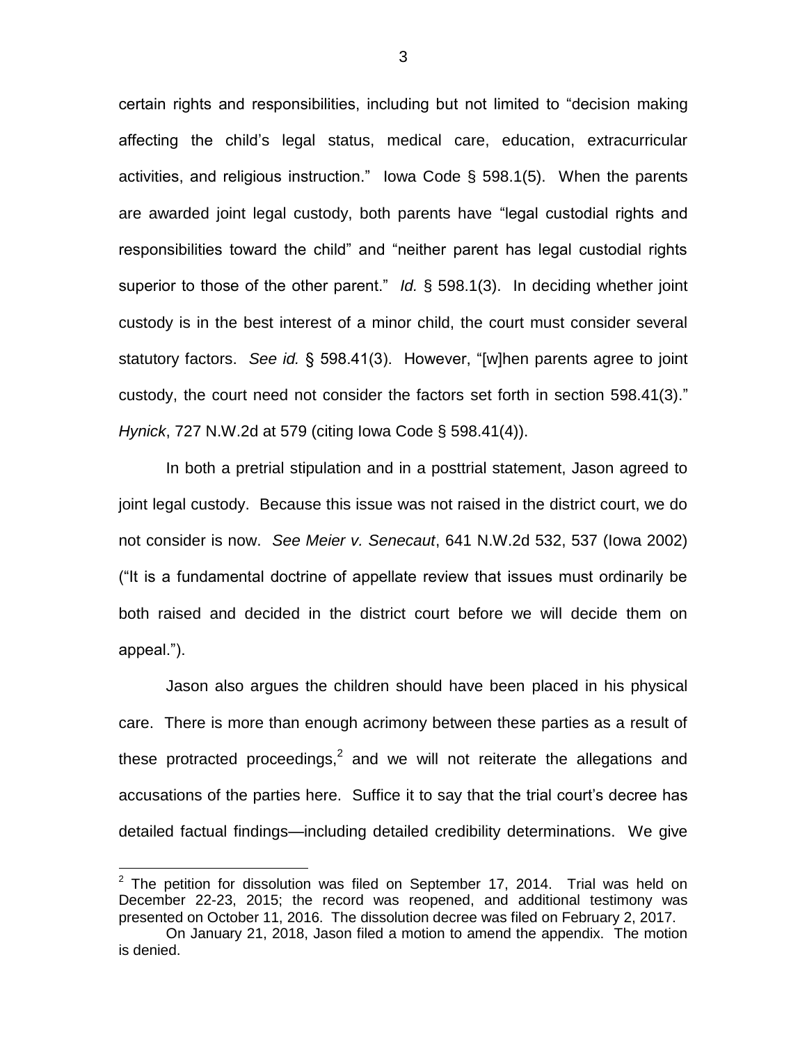certain rights and responsibilities, including but not limited to "decision making affecting the child's legal status, medical care, education, extracurricular activities, and religious instruction." Iowa Code § 598.1(5). When the parents are awarded joint legal custody, both parents have "legal custodial rights and responsibilities toward the child" and "neither parent has legal custodial rights superior to those of the other parent." *Id.* § 598.1(3). In deciding whether joint custody is in the best interest of a minor child, the court must consider several statutory factors. *See id.* § 598.41(3). However, "[w]hen parents agree to joint custody, the court need not consider the factors set forth in section 598.41(3)." *Hynick*, 727 N.W.2d at 579 (citing Iowa Code § 598.41(4)).

In both a pretrial stipulation and in a posttrial statement, Jason agreed to joint legal custody. Because this issue was not raised in the district court, we do not consider is now. *See Meier v. Senecaut*, 641 N.W.2d 532, 537 (Iowa 2002) ("It is a fundamental doctrine of appellate review that issues must ordinarily be both raised and decided in the district court before we will decide them on appeal.").

Jason also argues the children should have been placed in his physical care. There is more than enough acrimony between these parties as a result of these protracted proceedings,[2] and we will not reiterate the allegations and accusations of the parties here. Suffice it to say that the trial court's decree has detailed factual findings—including detailed credibility determinations. We give

---

[2] The petition for dissolution was filed on September 17, 2014. Trial was held on December 22-23, 2015; the record was reopened, and additional testimony was presented on October 11, 2016. The dissolution decree was filed on February 2, 2017.

On January 21, 2018, Jason filed a motion to amend the appendix. The motion is denied.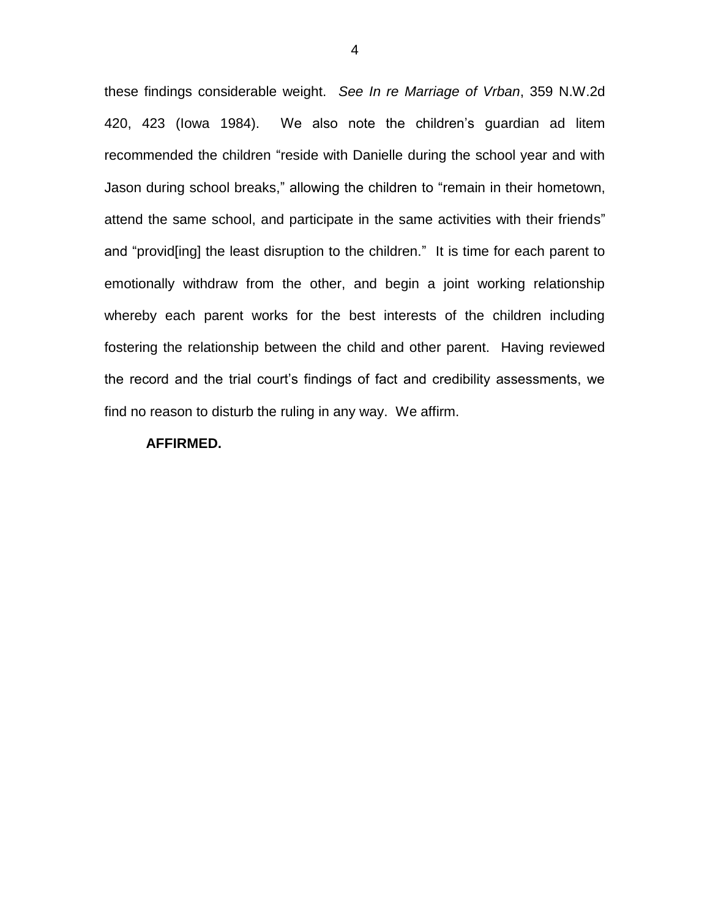these findings considerable weight. *See In re Marriage of Vrban*, 359 N.W.2d 420, 423 (Iowa 1984). We also note the children's guardian ad litem recommended the children "reside with Danielle during the school year and with Jason during school breaks," allowing the children to "remain in their hometown, attend the same school, and participate in the same activities with their friends" and "provid[ing] the least disruption to the children." It is time for each parent to emotionally withdraw from the other, and begin a joint working relationship whereby each parent works for the best interests of the children including fostering the relationship between the child and other parent. Having reviewed the record and the trial court's findings of fact and credibility assessments, we find no reason to disturb the ruling in any way. We affirm.

**AFFIRMED.**